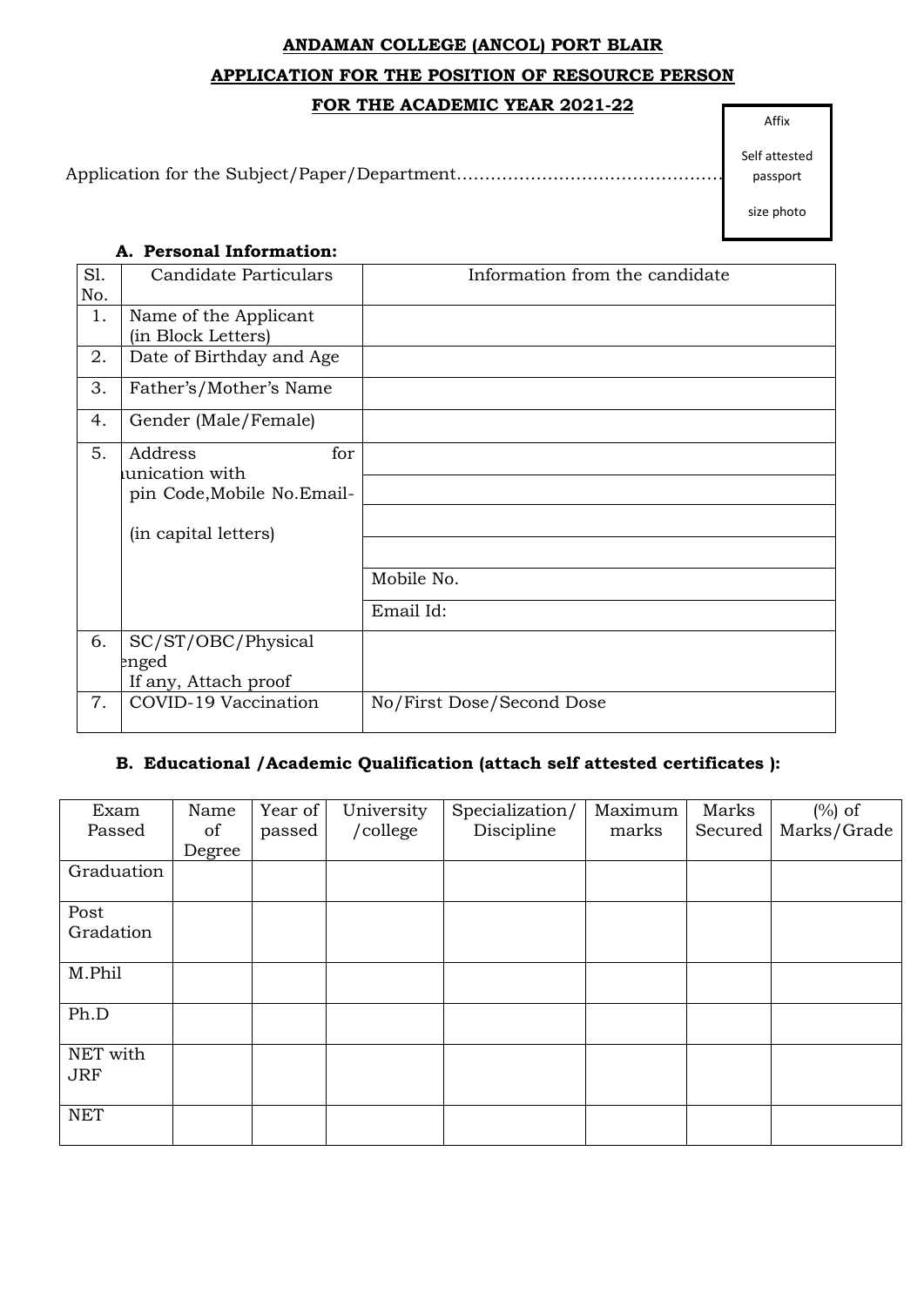**ANDAMAN COLLEGE (ANCOL) PORT BLAIR**

**APPLICATION FOR THE POSITION OF RESOURCE PERSON**

**FOR THE ACADEMIC YEAR 2021-22**

Affix

Self attested passport size photo

Application for the Subject/Paper/Department..............................................

**A. Personal Information:**

| Sl. No. | Candidate Particulars | Information from the candidate |
|---|---|---|
| 1. | Name of the Applicant (in Block Letters) | |
| 2. | Date of Birthday and Age | |
| 3. | Father's/Mother's Name | |
| 4. | Gender (Male/Female) | |
| 5. | Address for unication with pin Code,Mobile No.Email- (in capital letters) | |
| | | |
| | | |
| | | |
| | | Mobile No. |
| | | Email Id: |
| 6. | SC/ST/OBC/Physical enged If any, Attach proof | |
| 7. | COVID-19 Vaccination | No/First Dose/Second Dose |

**B. Educational /Academic Qualification (attach self attested certificates ):**

| Exam Passed | Name of Degree | Year of passed | University /college | Specialization/ Discipline | Maximum marks | Marks Secured | (%) of Marks/Grade |
|---|---|---|---|---|---|---|---|
| Graduation | | | | | | | |
| Post Gradation | | | | | | | |
| M.Phil | | | | | | | |
| Ph.D | | | | | | | |
| NET with JRF | | | | | | | |
| NET | | | | | | | |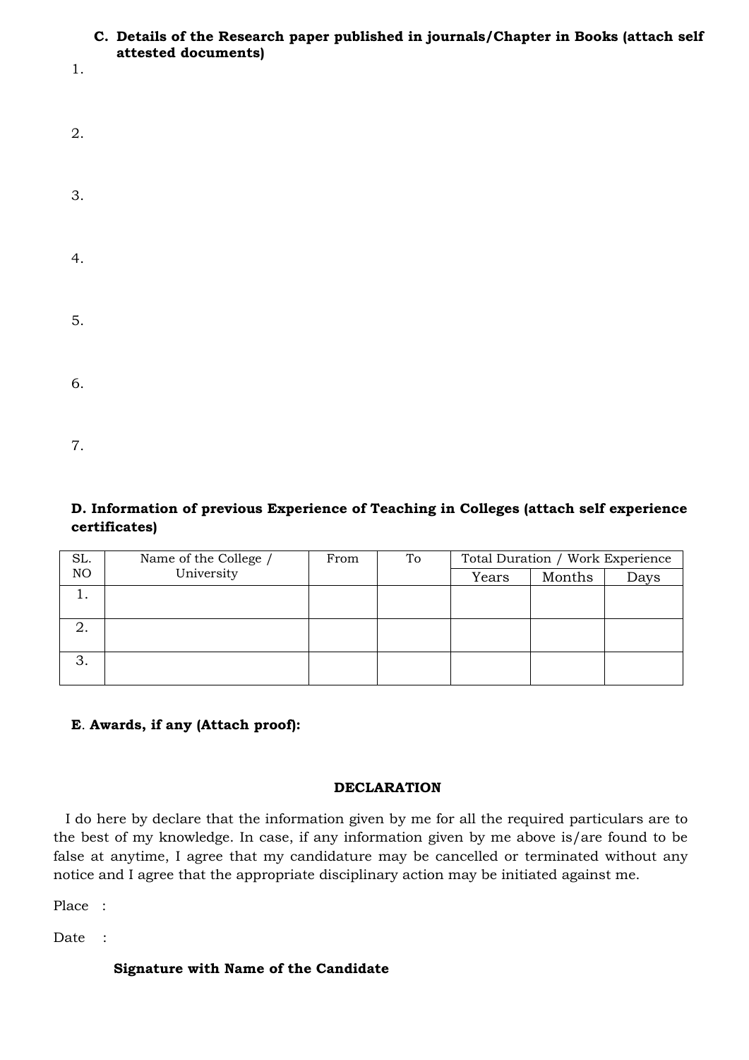**C. Details of the Research paper published in journals/Chapter in Books (attach self attested documents)**

1.

2.

3.

4.

5.

6.

7.

**D. Information of previous Experience of Teaching in Colleges (attach self experience certificates)**

| SL. NO | Name of the College / University | From | To | Total Duration / Work Experience | | |
|---|---|---|---|---|---|---|
| | | | | Years | Months | Days |
| 1. | | | | | | |
| 2. | | | | | | |
| 3. | | | | | | |

**E. Awards, if any (Attach proof):**

**DECLARATION**

I do here by declare that the information given by me for all the required particulars are to the best of my knowledge. In case, if any information given by me above is/are found to be false at anytime, I agree that my candidature may be cancelled or terminated without any notice and I agree that the appropriate disciplinary action may be initiated against me.

Place :

Date :

**Signature with Name of the Candidate**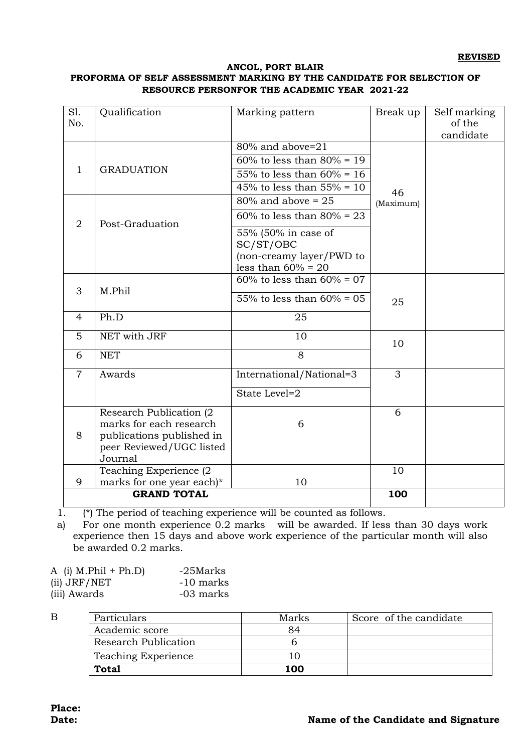**REVISED**

**ANCOL, PORT BLAIR**
**PROFORMA OF SELF ASSESSMENT MARKING BY THE CANDIDATE FOR SELECTION OF RESOURCE PERSONFOR THE ACADEMIC YEAR 2021-22**

| Sl. No. | Qualification | Marking pattern | Break up | Self marking of the candidate |
|---|---|---|---|---|
| 1 | GRADUATION | 80% and above=21 | 46 (Maximum) | |
| | | 60% to less than 80% = 19 | | |
| | | 55% to less than 60% = 16 | | |
| | | 45% to less than 55% = 10 | | |
| 2 | Post-Graduation | 80% and above = 25 | | |
| | | 60% to less than 80% = 23 | | |
| | | 55% (50% in case of SC/ST/OBC (non-creamy layer/PWD to less than 60% = 20 | | |
| 3 | M.Phil | 60% to less than 60% = 07 | 25 | |
| | | 55% to less than 60% = 05 | | |
| 4 | Ph.D | 25 | | |
| 5 | NET with JRF | 10 | 10 | |
| 6 | NET | 8 | | |
| 7 | Awards | International/National=3 | 3 | |
| | | State Level=2 | | |
| 8 | Research Publication (2 marks for each research publications published in peer Reviewed/UGC listed Journal | 6 | 6 | |
| 9 | Teaching Experience (2 marks for one year each)* | 10 | 10 | |
| | **GRAND TOTAL** | | **100** | |

1. (*) The period of teaching experience will be counted as follows.
   a) For one month experience 0.2 marks will be awarded. If less than 30 days work experience then 15 days and above work experience of the particular month will also be awarded 0.2 marks.

A (i) M.Phil + Ph.D) -25Marks
(ii) JRF/NET -10 marks
(iii) Awards -03 marks

B

| Particulars | Marks | Score of the candidate |
|---|---|---|
| Academic score | 84 | |
| Research Publication | 6 | |
| Teaching Experience | 10 | |
| **Total** | **100** | |

**Place:**
**Date:** **Name of the Candidate and Signature**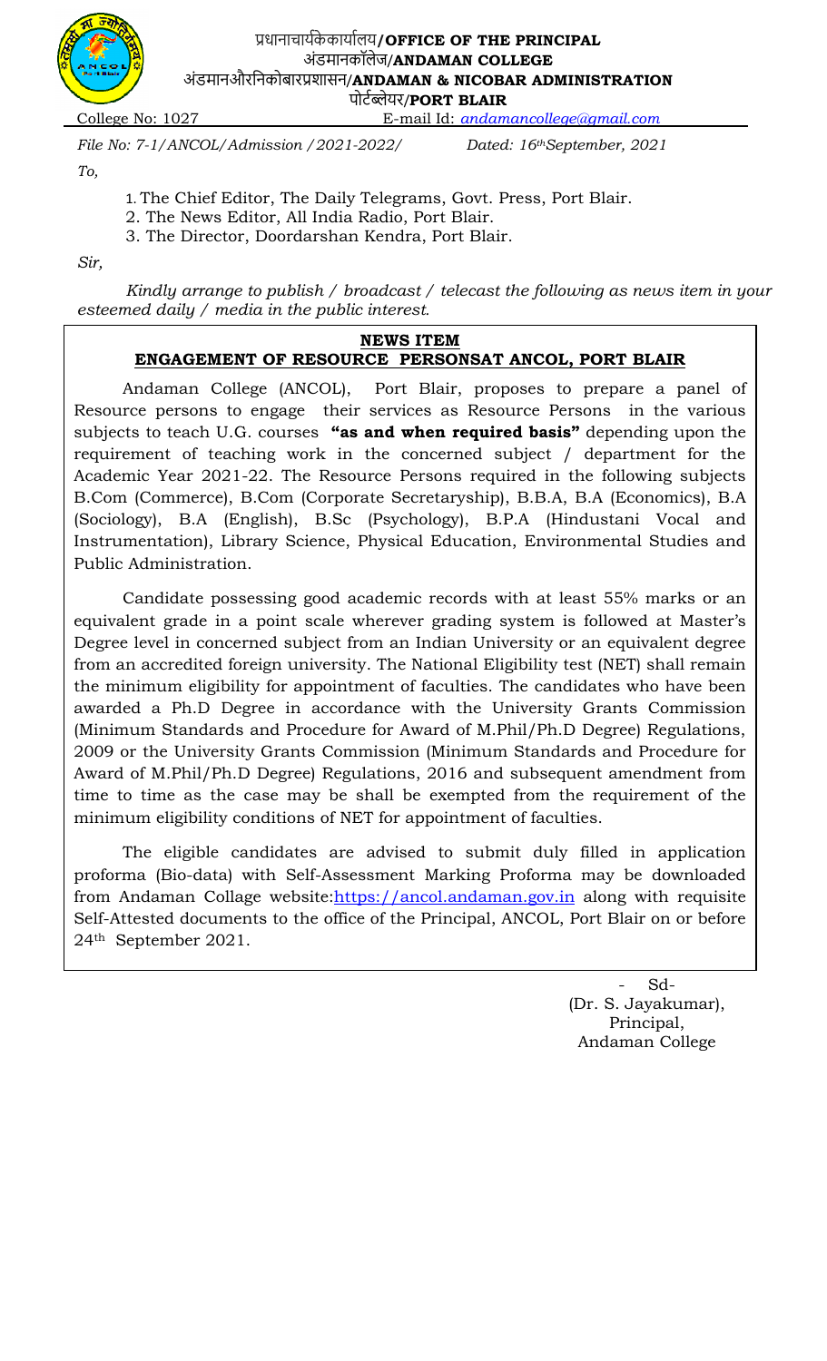प्रधानाचार्यकेकार्यालय/**OFFICE OF THE PRINCIPAL**
अंडमानकॉलेज/**ANDAMAN COLLEGE**
अंडमानऔरनिकोबारप्रशासन/**ANDAMAN & NICOBAR ADMINISTRATION**
पोर्टब्लेयर/**PORT BLAIR**

College No: 1027 E-mail Id: *andamancollege@gmail.com*

*File No: 7-1/ANCOL/Admission /2021-2022/* *Dated: 16th September, 2021*

*To,*

1. The Chief Editor, The Daily Telegrams, Govt. Press, Port Blair.
2. The News Editor, All India Radio, Port Blair.
3. The Director, Doordarshan Kendra, Port Blair.

*Sir,*

*Kindly arrange to publish / broadcast / telecast the following as news item in your esteemed daily / media in the public interest.*

**NEWS ITEM**

**ENGAGEMENT OF RESOURCE PERSONSAT ANCOL, PORT BLAIR**

Andaman College (ANCOL), Port Blair, proposes to prepare a panel of Resource persons to engage their services as Resource Persons in the various subjects to teach U.G. courses **"as and when required basis"** depending upon the requirement of teaching work in the concerned subject / department for the Academic Year 2021-22. The Resource Persons required in the following subjects B.Com (Commerce), B.Com (Corporate Secretaryship), B.B.A, B.A (Economics), B.A (Sociology), B.A (English), B.Sc (Psychology), B.P.A (Hindustani Vocal and Instrumentation), Library Science, Physical Education, Environmental Studies and Public Administration.

Candidate possessing good academic records with at least 55% marks or an equivalent grade in a point scale wherever grading system is followed at Master's Degree level in concerned subject from an Indian University or an equivalent degree from an accredited foreign university. The National Eligibility test (NET) shall remain the minimum eligibility for appointment of faculties. The candidates who have been awarded a Ph.D Degree in accordance with the University Grants Commission (Minimum Standards and Procedure for Award of M.Phil/Ph.D Degree) Regulations, 2009 or the University Grants Commission (Minimum Standards and Procedure for Award of M.Phil/Ph.D Degree) Regulations, 2016 and subsequent amendment from time to time as the case may be shall be exempted from the requirement of the minimum eligibility conditions of NET for appointment of faculties.

The eligible candidates are advised to submit duly filled in application proforma (Bio-data) with Self-Assessment Marking Proforma may be downloaded from Andaman Collage website:https://ancol.andaman.gov.in along with requisite Self-Attested documents to the office of the Principal, ANCOL, Port Blair on or before 24th September 2021.

- Sd-
(Dr. S. Jayakumar),
Principal,
Andaman College